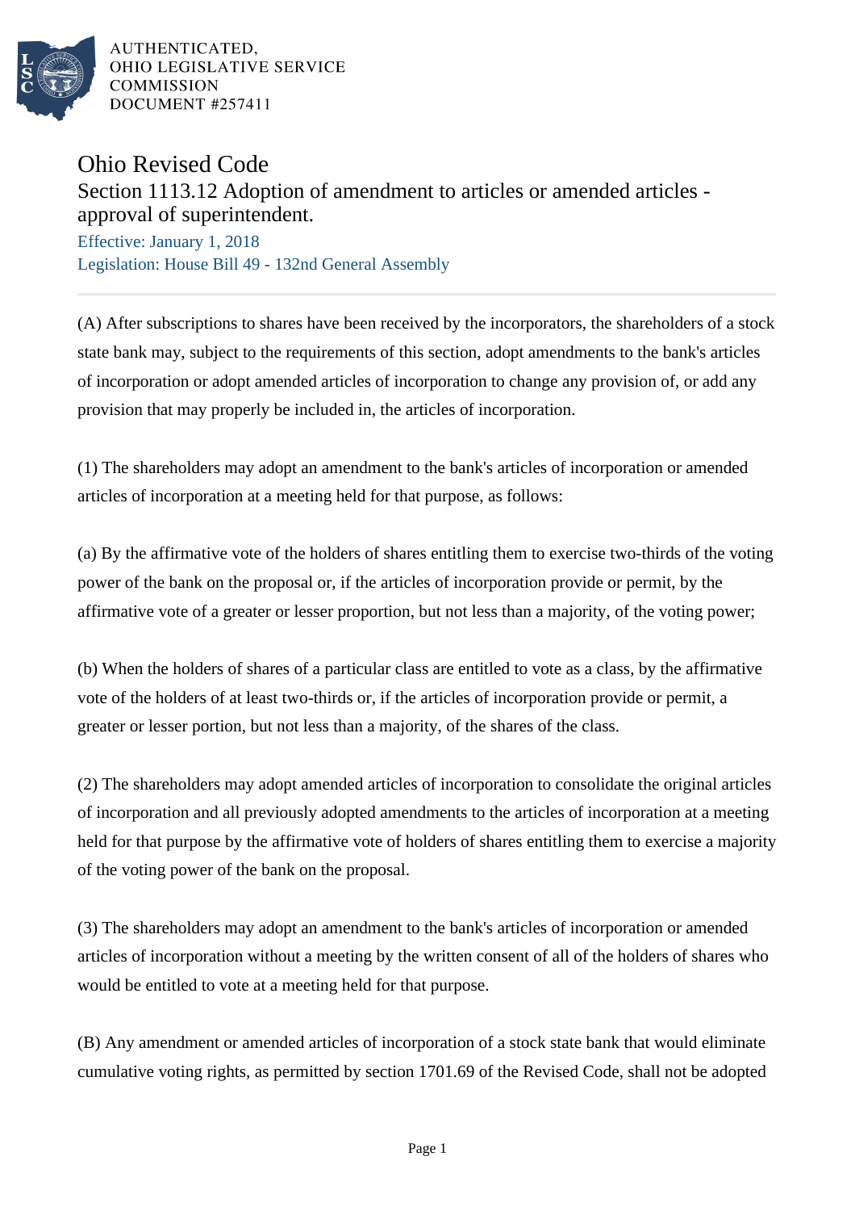AUTHENTICATED,
OHIO LEGISLATIVE SERVICE
COMMISSION
DOCUMENT #257411

# Ohio Revised Code

## Section 1113.12 Adoption of amendment to articles or amended articles - approval of superintendent.

Effective: January 1, 2018
Legislation: House Bill 49 - 132nd General Assembly

(A) After subscriptions to shares have been received by the incorporators, the shareholders of a stock state bank may, subject to the requirements of this section, adopt amendments to the bank's articles of incorporation or adopt amended articles of incorporation to change any provision of, or add any provision that may properly be included in, the articles of incorporation.

(1) The shareholders may adopt an amendment to the bank's articles of incorporation or amended articles of incorporation at a meeting held for that purpose, as follows:

(a) By the affirmative vote of the holders of shares entitling them to exercise two-thirds of the voting power of the bank on the proposal or, if the articles of incorporation provide or permit, by the affirmative vote of a greater or lesser proportion, but not less than a majority, of the voting power;

(b) When the holders of shares of a particular class are entitled to vote as a class, by the affirmative vote of the holders of at least two-thirds or, if the articles of incorporation provide or permit, a greater or lesser portion, but not less than a majority, of the shares of the class.

(2) The shareholders may adopt amended articles of incorporation to consolidate the original articles of incorporation and all previously adopted amendments to the articles of incorporation at a meeting held for that purpose by the affirmative vote of holders of shares entitling them to exercise a majority of the voting power of the bank on the proposal.

(3) The shareholders may adopt an amendment to the bank's articles of incorporation or amended articles of incorporation without a meeting by the written consent of all of the holders of shares who would be entitled to vote at a meeting held for that purpose.

(B) Any amendment or amended articles of incorporation of a stock state bank that would eliminate cumulative voting rights, as permitted by section 1701.69 of the Revised Code, shall not be adopted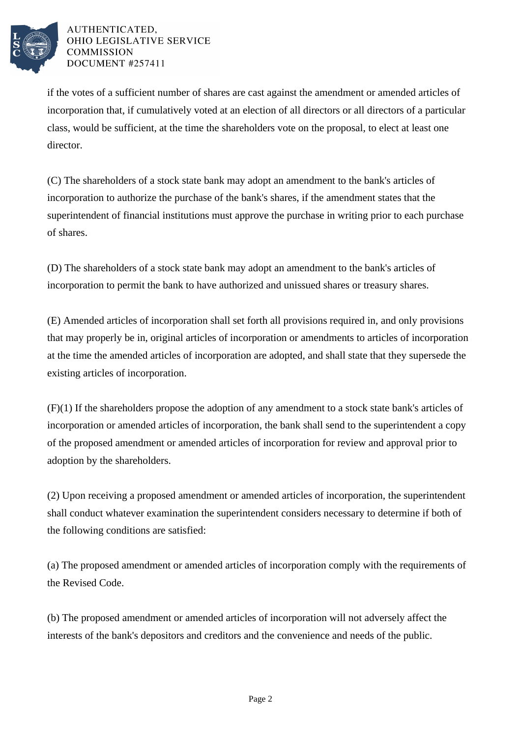if the votes of a sufficient number of shares are cast against the amendment or amended articles of incorporation that, if cumulatively voted at an election of all directors or all directors of a particular class, would be sufficient, at the time the shareholders vote on the proposal, to elect at least one director.

(C) The shareholders of a stock state bank may adopt an amendment to the bank's articles of incorporation to authorize the purchase of the bank's shares, if the amendment states that the superintendent of financial institutions must approve the purchase in writing prior to each purchase of shares.

(D) The shareholders of a stock state bank may adopt an amendment to the bank's articles of incorporation to permit the bank to have authorized and unissued shares or treasury shares.

(E) Amended articles of incorporation shall set forth all provisions required in, and only provisions that may properly be in, original articles of incorporation or amendments to articles of incorporation at the time the amended articles of incorporation are adopted, and shall state that they supersede the existing articles of incorporation.

(F)(1) If the shareholders propose the adoption of any amendment to a stock state bank's articles of incorporation or amended articles of incorporation, the bank shall send to the superintendent a copy of the proposed amendment or amended articles of incorporation for review and approval prior to adoption by the shareholders.

(2) Upon receiving a proposed amendment or amended articles of incorporation, the superintendent shall conduct whatever examination the superintendent considers necessary to determine if both of the following conditions are satisfied:

(a) The proposed amendment or amended articles of incorporation comply with the requirements of the Revised Code.

(b) The proposed amendment or amended articles of incorporation will not adversely affect the interests of the bank's depositors and creditors and the convenience and needs of the public.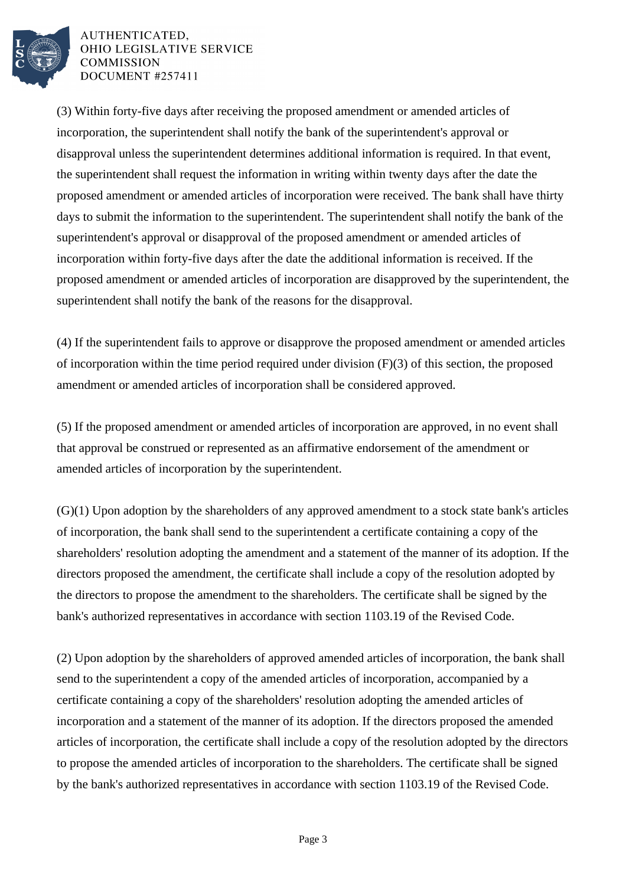(3) Within forty-five days after receiving the proposed amendment or amended articles of incorporation, the superintendent shall notify the bank of the superintendent's approval or disapproval unless the superintendent determines additional information is required. In that event, the superintendent shall request the information in writing within twenty days after the date the proposed amendment or amended articles of incorporation were received. The bank shall have thirty days to submit the information to the superintendent. The superintendent shall notify the bank of the superintendent's approval or disapproval of the proposed amendment or amended articles of incorporation within forty-five days after the date the additional information is received. If the proposed amendment or amended articles of incorporation are disapproved by the superintendent, the superintendent shall notify the bank of the reasons for the disapproval.

(4) If the superintendent fails to approve or disapprove the proposed amendment or amended articles of incorporation within the time period required under division (F)(3) of this section, the proposed amendment or amended articles of incorporation shall be considered approved.

(5) If the proposed amendment or amended articles of incorporation are approved, in no event shall that approval be construed or represented as an affirmative endorsement of the amendment or amended articles of incorporation by the superintendent.

(G)(1) Upon adoption by the shareholders of any approved amendment to a stock state bank's articles of incorporation, the bank shall send to the superintendent a certificate containing a copy of the shareholders' resolution adopting the amendment and a statement of the manner of its adoption. If the directors proposed the amendment, the certificate shall include a copy of the resolution adopted by the directors to propose the amendment to the shareholders. The certificate shall be signed by the bank's authorized representatives in accordance with section 1103.19 of the Revised Code.

(2) Upon adoption by the shareholders of approved amended articles of incorporation, the bank shall send to the superintendent a copy of the amended articles of incorporation, accompanied by a certificate containing a copy of the shareholders' resolution adopting the amended articles of incorporation and a statement of the manner of its adoption. If the directors proposed the amended articles of incorporation, the certificate shall include a copy of the resolution adopted by the directors to propose the amended articles of incorporation to the shareholders. The certificate shall be signed by the bank's authorized representatives in accordance with section 1103.19 of the Revised Code.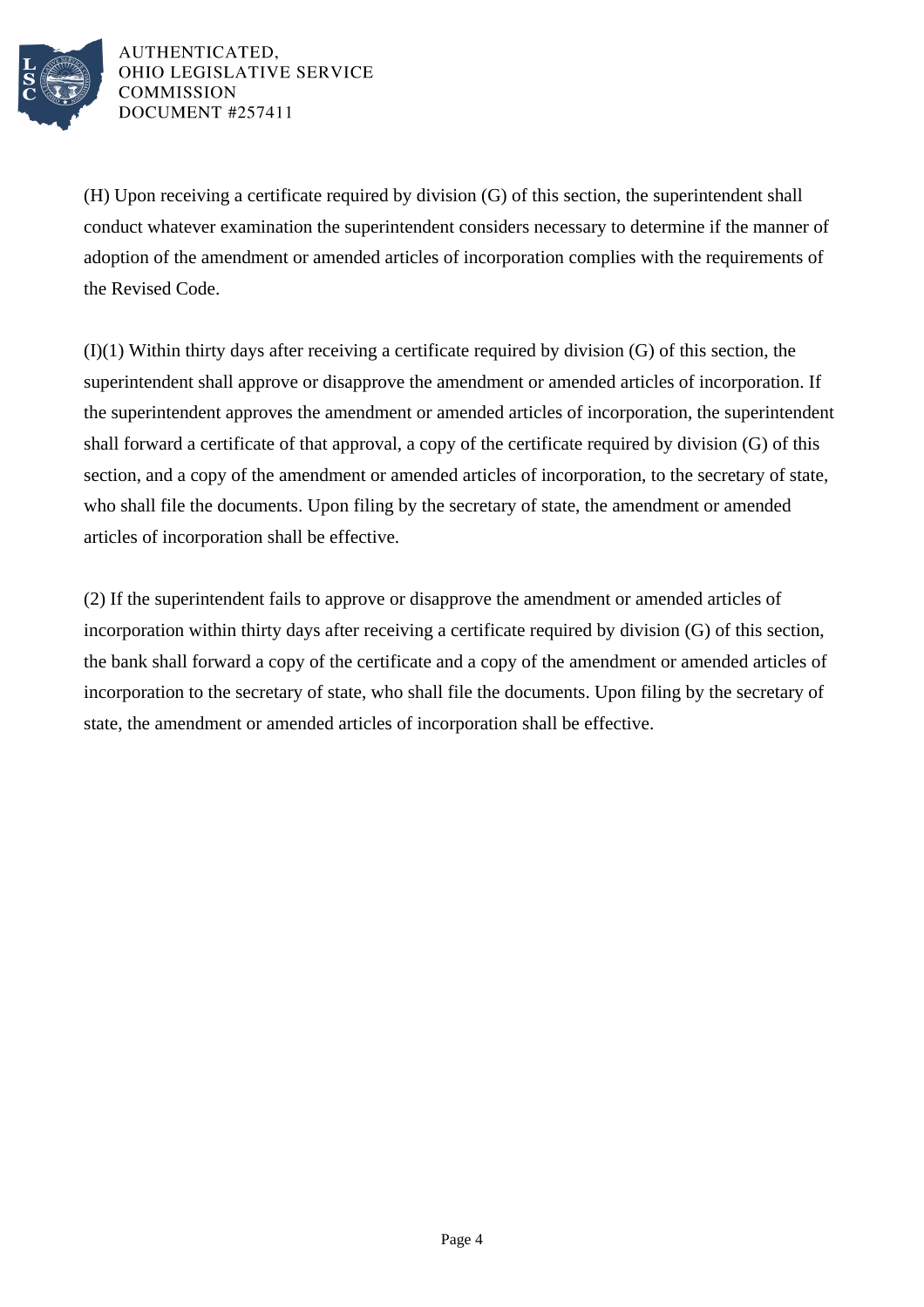(H) Upon receiving a certificate required by division (G) of this section, the superintendent shall conduct whatever examination the superintendent considers necessary to determine if the manner of adoption of the amendment or amended articles of incorporation complies with the requirements of the Revised Code.

(I)(1) Within thirty days after receiving a certificate required by division (G) of this section, the superintendent shall approve or disapprove the amendment or amended articles of incorporation. If the superintendent approves the amendment or amended articles of incorporation, the superintendent shall forward a certificate of that approval, a copy of the certificate required by division (G) of this section, and a copy of the amendment or amended articles of incorporation, to the secretary of state, who shall file the documents. Upon filing by the secretary of state, the amendment or amended articles of incorporation shall be effective.

(2) If the superintendent fails to approve or disapprove the amendment or amended articles of incorporation within thirty days after receiving a certificate required by division (G) of this section, the bank shall forward a copy of the certificate and a copy of the amendment or amended articles of incorporation to the secretary of state, who shall file the documents. Upon filing by the secretary of state, the amendment or amended articles of incorporation shall be effective.